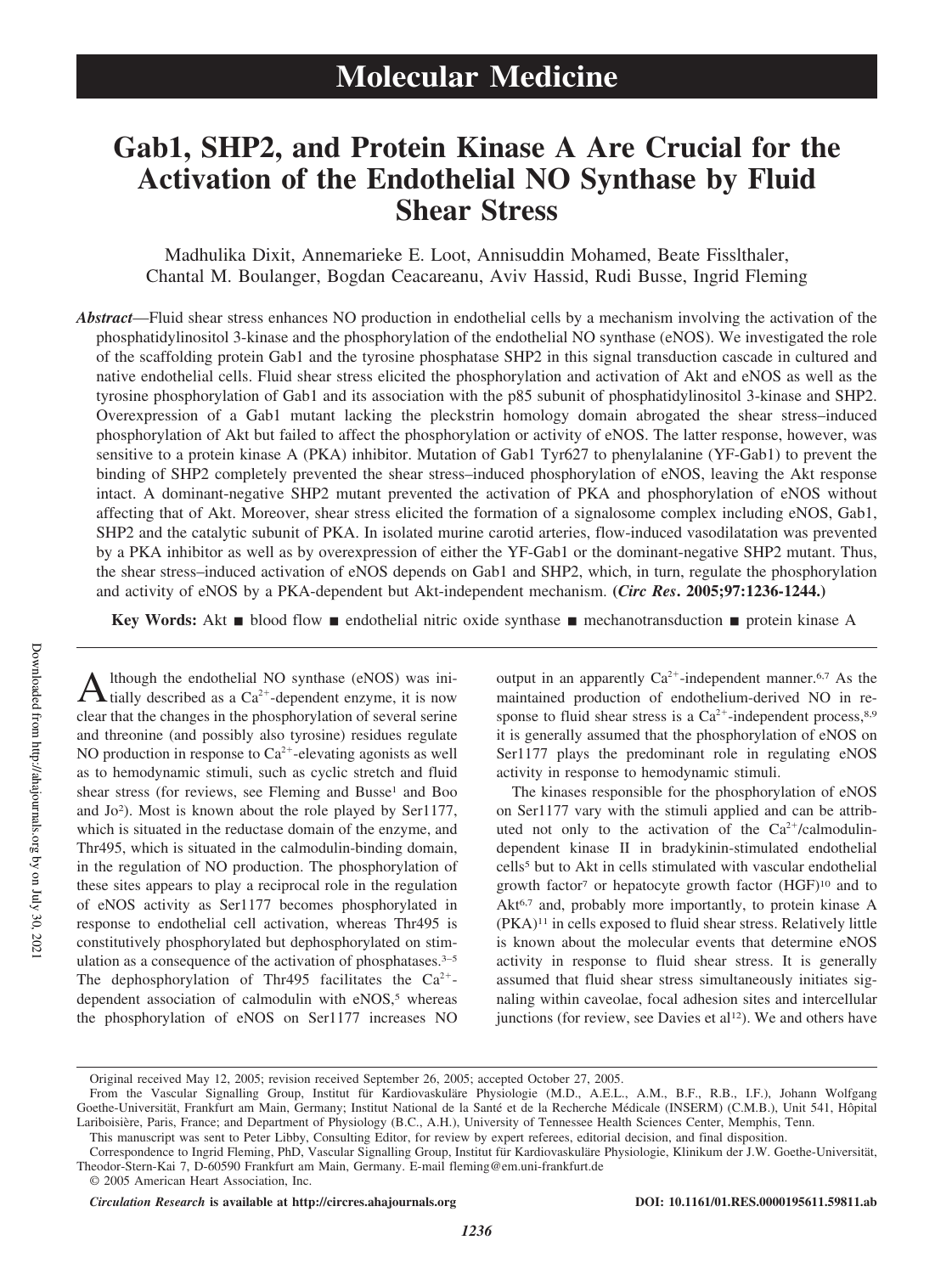# Molecular Medicine

# Gab1, SHP2, and Protein Kinase A Are Crucial for the Activation of the Endothelial NO Synthase by Fluid Shear Stress

Madhulika Dixit, Annemarieke E. Loot, Annisuddin Mohamed, Beate Fisslthaler, Chantal M. Boulanger, Bogdan Ceacareanu, Aviv Hassid, Rudi Busse, Ingrid Fleming

***Abstract*****—**Fluid shear stress enhances NO production in endothelial cells by a mechanism involving the activation of the phosphatidylinositol 3-kinase and the phosphorylation of the endothelial NO synthase (eNOS). We investigated the role of the scaffolding protein Gab1 and the tyrosine phosphatase SHP2 in this signal transduction cascade in cultured and native endothelial cells. Fluid shear stress elicited the phosphorylation and activation of Akt and eNOS as well as the tyrosine phosphorylation of Gab1 and its association with the p85 subunit of phosphatidylinositol 3-kinase and SHP2. Overexpression of a Gab1 mutant lacking the pleckstrin homology domain abrogated the shear stress–induced phosphorylation of Akt but failed to affect the phosphorylation or activity of eNOS. The latter response, however, was sensitive to a protein kinase A (PKA) inhibitor. Mutation of Gab1 Tyr627 to phenylalanine (YF-Gab1) to prevent the binding of SHP2 completely prevented the shear stress–induced phosphorylation of eNOS, leaving the Akt response intact. A dominant-negative SHP2 mutant prevented the activation of PKA and phosphorylation of eNOS without affecting that of Akt. Moreover, shear stress elicited the formation of a signalosome complex including eNOS, Gab1, SHP2 and the catalytic subunit of PKA. In isolated murine carotid arteries, flow-induced vasodilatation was prevented by a PKA inhibitor as well as by overexpression of either the YF-Gab1 or the dominant-negative SHP2 mutant. Thus, the shear stress–induced activation of eNOS depends on Gab1 and SHP2, which, in turn, regulate the phosphorylation and activity of eNOS by a PKA-dependent but Akt-independent mechanism. **(*Circ Res*. 2005;97:1236-1244.)**

**Key Words:** Akt ■ blood flow ■ endothelial nitric oxide synthase ■ mechanotransduction ■ protein kinase A

Although the endothelial NO synthase (eNOS) was initially described as a $Ca^{2+}$-dependent enzyme, it is now clear that the changes in the phosphorylation of several serine and threonine (and possibly also tyrosine) residues regulate NO production in response to $Ca^{2+}$-elevating agonists as well as to hemodynamic stimuli, such as cyclic stretch and fluid shear stress (for reviews, see Fleming and Busse[1] and Boo and Jo[2]). Most is known about the role played by Ser1177, which is situated in the reductase domain of the enzyme, and Thr495, which is situated in the calmodulin-binding domain, in the regulation of NO production. The phosphorylation of these sites appears to play a reciprocal role in the regulation of eNOS activity as Ser1177 becomes phosphorylated in response to endothelial cell activation, whereas Thr495 is constitutively phosphorylated but dephosphorylated on stimulation as a consequence of the activation of phosphatases.[3–5] The dephosphorylation of Thr495 facilitates the $Ca^{2+}$-dependent association of calmodulin with eNOS,[5] whereas the phosphorylation of eNOS on Ser1177 increases NO output in an apparently $Ca^{2+}$-independent manner.[6,7] As the maintained production of endothelium-derived NO in response to fluid shear stress is a $Ca^{2+}$-independent process,[8,9] it is generally assumed that the phosphorylation of eNOS on Ser1177 plays the predominant role in regulating eNOS activity in response to hemodynamic stimuli.

The kinases responsible for the phosphorylation of eNOS on Ser1177 vary with the stimuli applied and can be attributed not only to the activation of the $Ca^{2+}$/calmodulin-dependent kinase II in bradykinin-stimulated endothelial cells[5] but to Akt in cells stimulated with vascular endothelial growth factor[7] or hepatocyte growth factor (HGF)[10] and to Akt[6,7] and, probably more importantly, to protein kinase A (PKA)[11] in cells exposed to fluid shear stress. Relatively little is known about the molecular events that determine eNOS activity in response to fluid shear stress. It is generally assumed that fluid shear stress simultaneously initiates signaling within caveolae, focal adhesion sites and intercellular junctions (for review, see Davies et al[12]). We and others have

Original received May 12, 2005; revision received September 26, 2005; accepted October 27, 2005.

From the Vascular Signalling Group, Institut für Kardiovaskuläre Physiologie (M.D., A.E.L., A.M., B.F., R.B., I.F.), Johann Wolfgang Goethe-Universität, Frankfurt am Main, Germany; Institut National de la Santé et de la Recherche Médicale (INSERM) (C.M.B.), Unit 541, Hôpital Lariboisière, Paris, France; and Department of Physiology (B.C., A.H.), University of Tennessee Health Sciences Center, Memphis, Tenn.

This manuscript was sent to Peter Libby, Consulting Editor, for review by expert referees, editorial decision, and final disposition.

Correspondence to Ingrid Fleming, PhD, Vascular Signalling Group, Institut für Kardiovaskuläre Physiologie, Klinikum der J.W. Goethe-Universität, Theodor-Stern-Kai 7, D-60590 Frankfurt am Main, Germany. E-mail fleming@em.uni-frankfurt.de

© 2005 American Heart Association, Inc.

*Circulation Research* **is available at http://circres.ahajournals.org** **DOI: 10.1161/01.RES.0000195611.59811.ab**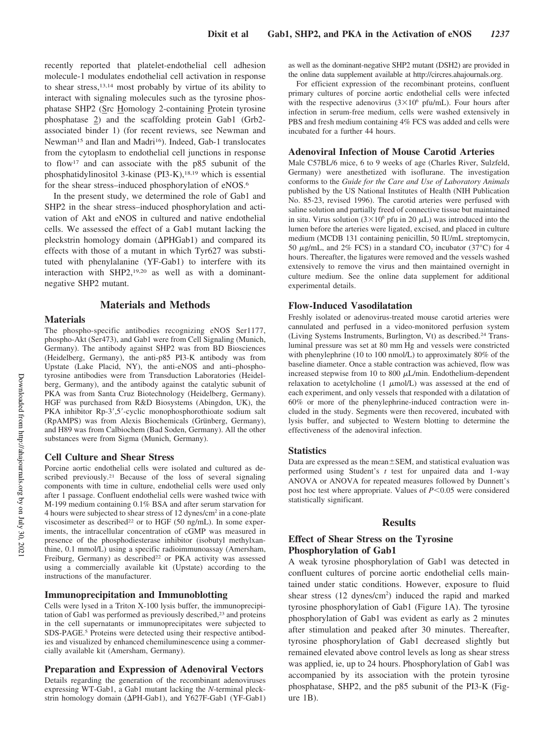recently reported that platelet-endothelial cell adhesion molecule-1 modulates endothelial cell activation in response to shear stress,[13,14] most probably by virtue of its ability to interact with signaling molecules such as the tyrosine phosphatase SHP2 (Src Homology 2-containing Protein tyrosine phosphatase 2) and the scaffolding protein Gab1 (Grb2-associated binder 1) (for recent reviews, see Newman and Newman[15] and Ilan and Madri[16]). Indeed, Gab-1 translocates from the cytoplasm to endothelial cell junctions in response to flow[17] and can associate with the p85 subunit of the phosphatidylinositol 3-kinase (PI3-K),[18,19] which is essential for the shear stress–induced phosphorylation of eNOS.[6]

In the present study, we determined the role of Gab1 and SHP2 in the shear stress–induced phosphorylation and activation of Akt and eNOS in cultured and native endothelial cells. We assessed the effect of a Gab1 mutant lacking the pleckstrin homology domain (ΔPHGab1) and compared its effects with those of a mutant in which Tyr627 was substituted with phenylalanine (YF-Gab1) to interfere with its interaction with SHP2,[19,20] as well as with a dominant-negative SHP2 mutant.

## Materials and Methods

### Materials

The phospho-specific antibodies recognizing eNOS Ser1177, phospho-Akt (Ser473), and Gab1 were from Cell Signaling (Munich, Germany). The antibody against SHP2 was from BD Biosciences (Heidelberg, Germany), the anti-p85 PI3-K antibody was from Upstate (Lake Placid, NY), the anti-eNOS and anti–phosphotyrosine antibodies were from Transduction Laboratories (Heidelberg, Germany), and the antibody against the catalytic subunit of PKA was from Santa Cruz Biotechnology (Heidelberg, Germany). HGF was purchased from R&D Biosystems (Abingdon, UK), the PKA inhibitor Rp-3′,5′-cyclic monophosphorothioate sodium salt (RpAMPS) was from Alexis Biochemicals (Grünberg, Germany), and H89 was from Calbiochem (Bad Soden, Germany). All the other substances were from Sigma (Munich, Germany).

### Cell Culture and Shear Stress

Porcine aortic endothelial cells were isolated and cultured as described previously.[21] Because of the loss of several signaling components with time in culture, endothelial cells were used only after 1 passage. Confluent endothelial cells were washed twice with M-199 medium containing 0.1% BSA and after serum starvation for 4 hours were subjected to shear stress of 12 dynes/cm$^2$ in a cone-plate viscosimeter as described[22] or to HGF (50 ng/mL). In some experiments, the intracellular concentration of cGMP was measured in presence of the phosphodiesterase inhibitor (isobutyl methylxanthine, 0.1 mmol/L) using a specific radioimmunoassay (Amersham, Freiburg, Germany) as described[22] or PKA activity was assessed using a commercially available kit (Upstate) according to the instructions of the manufacturer.

### Immunoprecipitation and Immunoblotting

Cells were lysed in a Triton X-100 lysis buffer, the immunoprecipitation of Gab1 was performed as previously described,[23] and proteins in the cell supernatants or immunoprecipitates were subjected to SDS-PAGE.[5] Proteins were detected using their respective antibodies and visualized by enhanced chemiluminescence using a commercially available kit (Amersham, Germany).

### Preparation and Expression of Adenoviral Vectors

Details regarding the generation of the recombinant adenoviruses expressing WT-Gab1, a Gab1 mutant lacking the *N*-terminal pleckstrin homology domain (ΔPH-Gab1), and Y627F-Gab1 (YF-Gab1) as well as the dominant-negative SHP2 mutant (DSH2) are provided in the online data supplement available at http://circres.ahajournals.org.

For efficient expression of the recombinant proteins, confluent primary cultures of porcine aortic endothelial cells were infected with the respective adenovirus ($3\times10^6$ pfu/mL). Four hours after infection in serum-free medium, cells were washed extensively in PBS and fresh medium containing 4% FCS was added and cells were incubated for a further 44 hours.

### Adenoviral Infection of Mouse Carotid Arteries

Male C57BL/6 mice, 6 to 9 weeks of age (Charles River, Sulzfeld, Germany) were anesthetized with isoflurane. The investigation conforms to the *Guide for the Care and Use of Laboratory Animals* published by the US National Institutes of Health (NIH Publication No. 85-23, revised 1996). The carotid arteries were perfused with saline solution and partially freed of connective tissue but maintained in situ. Virus solution ($3\times10^6$ pfu in 20 μL) was introduced into the lumen before the arteries were ligated, excised, and placed in culture medium (MCDB 131 containing penicillin, 50 IU/mL streptomycin, 50 μg/mL, and 2% FCS) in a standard $CO_2$ incubator (37°C) for 4 hours. Thereafter, the ligatures were removed and the vessels washed extensively to remove the virus and then maintained overnight in culture medium. See the online data supplement for additional experimental details.

### Flow-Induced Vasodilatation

Freshly isolated or adenovirus-treated mouse carotid arteries were cannulated and perfused in a video-monitored perfusion system (Living Systems Instruments, Burlington, Vt) as described.[24] Transluminal pressure was set at 80 mm Hg and vessels were constricted with phenylephrine (10 to 100 nmol/L) to approximately 80% of the baseline diameter. Once a stable contraction was achieved, flow was increased stepwise from 10 to 800 μL/min. Endothelium-dependent relaxation to acetylcholine (1 μmol/L) was assessed at the end of each experiment, and only vessels that responded with a dilatation of 60% or more of the phenylephrine-induced contraction were included in the study. Segments were then recovered, incubated with lysis buffer, and subjected to Western blotting to determine the effectiveness of the adenoviral infection.

### Statistics

Data are expressed as the mean±SEM, and statistical evaluation was performed using Student's *t* test for unpaired data and 1-way ANOVA or ANOVA for repeated measures followed by Dunnett's post hoc test where appropriate. Values of $P<0.05$ were considered statistically significant.

## Results

### Effect of Shear Stress on the Tyrosine Phosphorylation of Gab1

A weak tyrosine phosphorylation of Gab1 was detected in confluent cultures of porcine aortic endothelial cells maintained under static conditions. However, exposure to fluid shear stress (12 dynes/cm$^2$) induced the rapid and marked tyrosine phosphorylation of Gab1 (Figure 1A). The tyrosine phosphorylation of Gab1 was evident as early as 2 minutes after stimulation and peaked after 30 minutes. Thereafter, tyrosine phosphorylation of Gab1 decreased slightly but remained elevated above control levels as long as shear stress was applied, ie, up to 24 hours. Phosphorylation of Gab1 was accompanied by its association with the protein tyrosine phosphatase, SHP2, and the p85 subunit of the PI3-K (Figure 1B).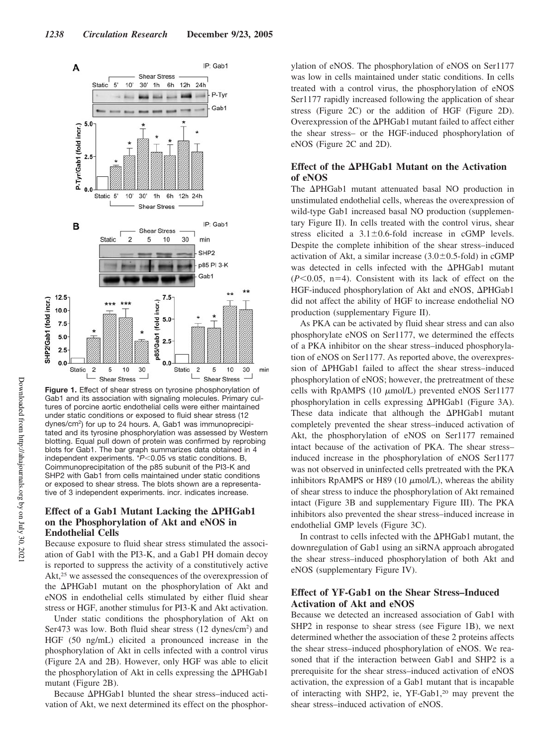Figure 1. Effect of shear stress on tyrosine phosphorylation of Gab1 and its association with signaling molecules. Primary cultures of porcine aortic endothelial cells were either maintained under static conditions or exposed to fluid shear stress (12 dynes/cm$^2$) for up to 24 hours. A, Gab1 was immunoprecipitated and its tyrosine phosphorylation was assessed by Western blotting. Equal pull down of protein was confirmed by reprobing blots for Gab1. The bar graph summarizes data obtained in 4 independent experiments. *$P<0.05$ vs static conditions. B, Coimmunoprecipitation of the p85 subunit of the PI3-K and SHP2 with Gab1 from cells maintained under static conditions or exposed to shear stress. The blots shown are a representative of 3 independent experiments. incr. indicates increase.

## Effect of a Gab1 Mutant Lacking the ΔPHGab1 on the Phosphorylation of Akt and eNOS in Endothelial Cells

Because exposure to fluid shear stress stimulated the association of Gab1 with the PI3-K, and a Gab1 PH domain decoy is reported to suppress the activity of a constitutively active Akt,[25] we assessed the consequences of the overexpression of the ΔPHGab1 mutant on the phosphorylation of Akt and eNOS in endothelial cells stimulated by either fluid shear stress or HGF, another stimulus for PI3-K and Akt activation.

Under static conditions the phosphorylation of Akt on Ser473 was low. Both fluid shear stress (12 dynes/cm$^2$) and HGF (50 ng/mL) elicited a pronounced increase in the phosphorylation of Akt in cells infected with a control virus (Figure 2A and 2B). However, only HGF was able to elicit the phosphorylation of Akt in cells expressing the ΔPHGab1 mutant (Figure 2B).

Because ΔPHGab1 blunted the shear stress–induced activation of Akt, we next determined its effect on the phosphorylation of eNOS. The phosphorylation of eNOS on Ser1177 was low in cells maintained under static conditions. In cells treated with a control virus, the phosphorylation of eNOS Ser1177 rapidly increased following the application of shear stress (Figure 2C) or the addition of HGF (Figure 2D). Overexpression of the ΔPHGab1 mutant failed to affect either the shear stress– or the HGF-induced phosphorylation of eNOS (Figure 2C and 2D).

## Effect of the ΔPHGab1 Mutant on the Activation of eNOS

The ΔPHGab1 mutant attenuated basal NO production in unstimulated endothelial cells, whereas the overexpression of wild-type Gab1 increased basal NO production (supplementary Figure II). In cells treated with the control virus, shear stress elicited a 3.1±0.6-fold increase in cGMP levels. Despite the complete inhibition of the shear stress–induced activation of Akt, a similar increase (3.0±0.5-fold) in cGMP was detected in cells infected with the ΔPHGab1 mutant ($P<0.05$, $n=4$). Consistent with its lack of effect on the HGF-induced phosphorylation of Akt and eNOS, ΔPHGab1 did not affect the ability of HGF to increase endothelial NO production (supplementary Figure II).

As PKA can be activated by fluid shear stress and can also phosphorylate eNOS on Ser1177, we determined the effects of a PKA inhibitor on the shear stress–induced phosphorylation of eNOS on Ser1177. As reported above, the overexpression of ΔPHGab1 failed to affect the shear stress–induced phosphorylation of eNOS; however, the pretreatment of these cells with RpAMPS (10 μmol/L) prevented eNOS Ser1177 phosphorylation in cells expressing ΔPHGab1 (Figure 3A). These data indicate that although the ΔPHGab1 mutant completely prevented the shear stress–induced activation of Akt, the phosphorylation of eNOS on Ser1177 remained intact because of the activation of PKA. The shear stress–induced increase in the phosphorylation of eNOS Ser1177 was not observed in uninfected cells pretreated with the PKA inhibitors RpAMPS or H89 (10 μmol/L), whereas the ability of shear stress to induce the phosphorylation of Akt remained intact (Figure 3B and supplementary Figure III). The PKA inhibitors also prevented the shear stress–induced increase in endothelial GMP levels (Figure 3C).

In contrast to cells infected with the ΔPHGab1 mutant, the downregulation of Gab1 using an siRNA approach abrogated the shear stress–induced phosphorylation of both Akt and eNOS (supplementary Figure IV).

## Effect of YF-Gab1 on the Shear Stress–Induced Activation of Akt and eNOS

Because we detected an increased association of Gab1 with SHP2 in response to shear stress (see Figure 1B), we next determined whether the association of these 2 proteins affects the shear stress–induced phosphorylation of eNOS. We reasoned that if the interaction between Gab1 and SHP2 is a prerequisite for the shear stress–induced activation of eNOS activation, the expression of a Gab1 mutant that is incapable of interacting with SHP2, ie, YF-Gab1,[20] may prevent the shear stress–induced activation of eNOS.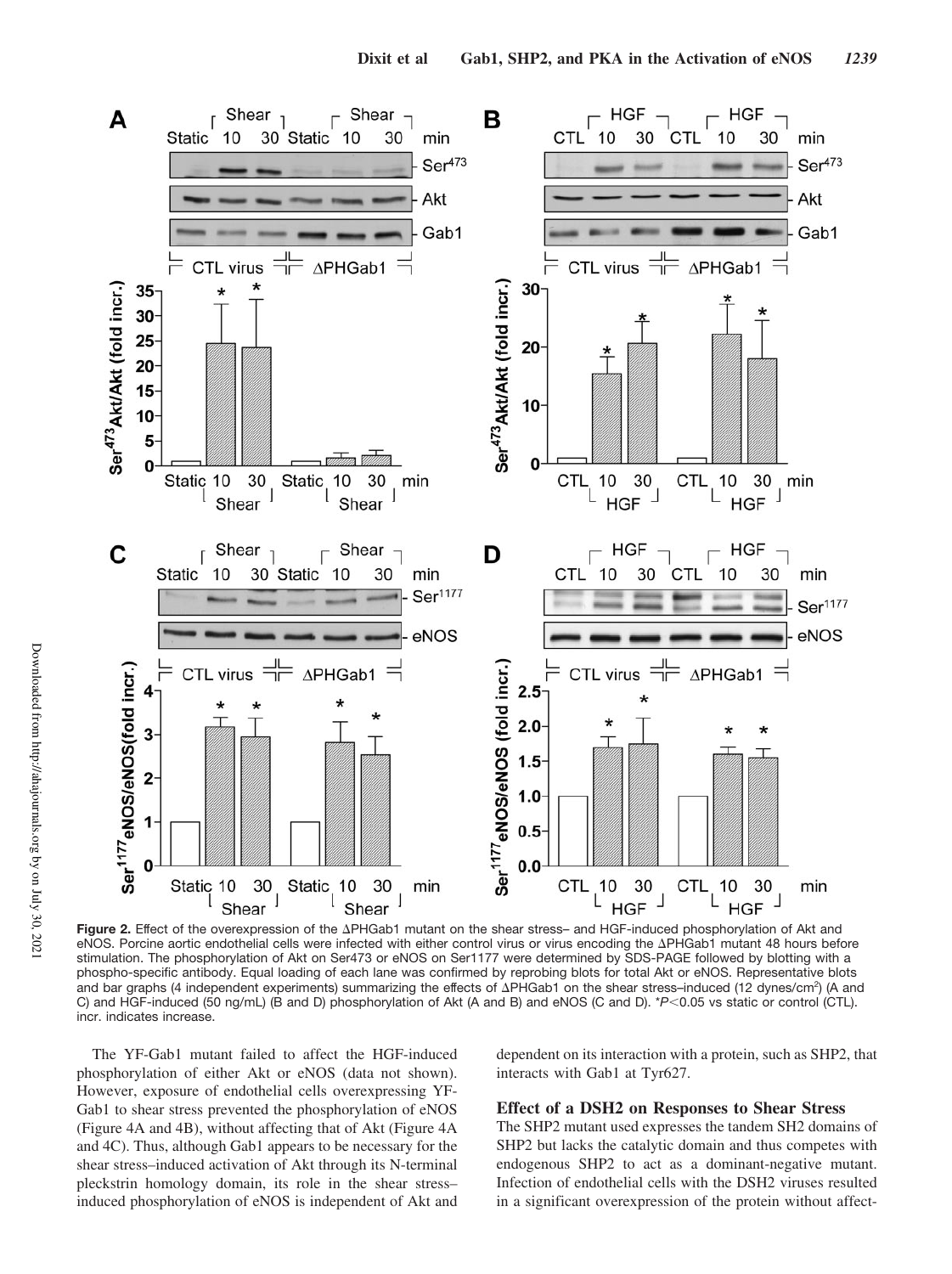**Figure 2.** Effect of the overexpression of the ΔPHGab1 mutant on the shear stress– and HGF-induced phosphorylation of Akt and eNOS. Porcine aortic endothelial cells were infected with either control virus or virus encoding the ΔPHGab1 mutant 48 hours before stimulation. The phosphorylation of Akt on Ser473 or eNOS on Ser1177 were determined by SDS-PAGE followed by blotting with a phospho-specific antibody. Equal loading of each lane was confirmed by reprobing blots for total Akt or eNOS. Representative blots and bar graphs (4 independent experiments) summarizing the effects of ΔPHGab1 on the shear stress–induced (12 dynes/cm$^2$) (A and C) and HGF-induced (50 ng/mL) (B and D) phosphorylation of Akt (A and B) and eNOS (C and D). $^*P<0.05$ vs static or control (CTL). incr. indicates increase.

The YF-Gab1 mutant failed to affect the HGF-induced phosphorylation of either Akt or eNOS (data not shown). However, exposure of endothelial cells overexpressing YF-Gab1 to shear stress prevented the phosphorylation of eNOS (Figure 4A and 4B), without affecting that of Akt (Figure 4A and 4C). Thus, although Gab1 appears to be necessary for the shear stress–induced activation of Akt through its N-terminal pleckstrin homology domain, its role in the shear stress–induced phosphorylation of eNOS is independent of Akt and dependent on its interaction with a protein, such as SHP2, that interacts with Gab1 at Tyr627.

### Effect of a DSH2 on Responses to Shear Stress

The SHP2 mutant used expresses the tandem SH2 domains of SHP2 but lacks the catalytic domain and thus competes with endogenous SHP2 to act as a dominant-negative mutant. Infection of endothelial cells with the DSH2 viruses resulted in a significant overexpression of the protein without affect-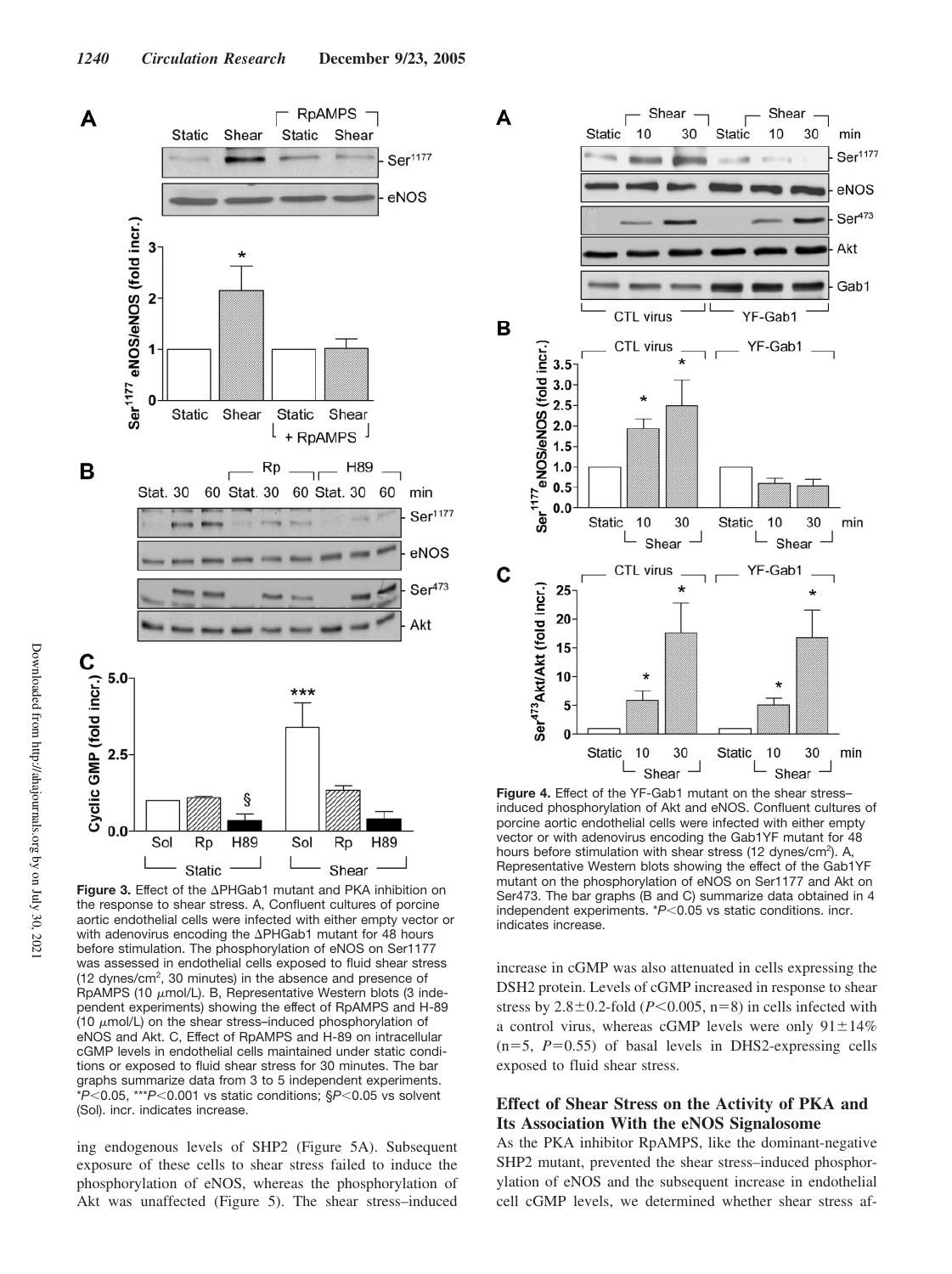**Figure 3.** Effect of the ΔPHGab1 mutant and PKA inhibition on the response to shear stress. A, Confluent cultures of porcine aortic endothelial cells were infected with either empty vector or with adenovirus encoding the ΔPHGab1 mutant for 48 hours before stimulation. The phosphorylation of eNOS on Ser1177 was assessed in endothelial cells exposed to fluid shear stress (12 dynes/cm$^2$, 30 minutes) in the absence and presence of RpAMPS (10 μmol/L). B, Representative Western blots (3 independent experiments) showing the effect of RpAMPS and H-89 (10 μmol/L) on the shear stress–induced phosphorylation of eNOS and Akt. C, Effect of RpAMPS and H-89 on intracellular cGMP levels in endothelial cells maintained under static conditions or exposed to fluid shear stress for 30 minutes. The bar graphs summarize data from 3 to 5 independent experiments. \*$P<0.05$, \*\*\*$P<0.001$ vs static conditions; §$P<0.05$ vs solvent (Sol). incr. indicates increase.

**Figure 4.** Effect of the YF-Gab1 mutant on the shear stress–induced phosphorylation of Akt and eNOS. Confluent cultures of porcine aortic endothelial cells were infected with either empty vector or with adenovirus encoding the Gab1YF mutant for 48 hours before stimulation with shear stress (12 dynes/cm$^2$). A, Representative Western blots showing the effect of the Gab1YF mutant on the phosphorylation of eNOS on Ser1177 and Akt on Ser473. The bar graphs (B and C) summarize data obtained in 4 independent experiments. \*$P<0.05$ vs static conditions. incr. indicates increase.

ing endogenous levels of SHP2 (Figure 5A). Subsequent exposure of these cells to shear stress failed to induce the phosphorylation of eNOS, whereas the phosphorylation of Akt was unaffected (Figure 5). The shear stress–induced increase in cGMP was also attenuated in cells expressing the DSH2 protein. Levels of cGMP increased in response to shear stress by 2.8±0.2-fold ($P<0.005$, n=8) in cells infected with a control virus, whereas cGMP levels were only 91±14% (n=5, $P=0.55$) of basal levels in DHS2-expressing cells exposed to fluid shear stress.

### Effect of Shear Stress on the Activity of PKA and Its Association With the eNOS Signalosome

As the PKA inhibitor RpAMPS, like the dominant-negative SHP2 mutant, prevented the shear stress–induced phosphorylation of eNOS and the subsequent increase in endothelial cell cGMP levels, we determined whether shear stress af-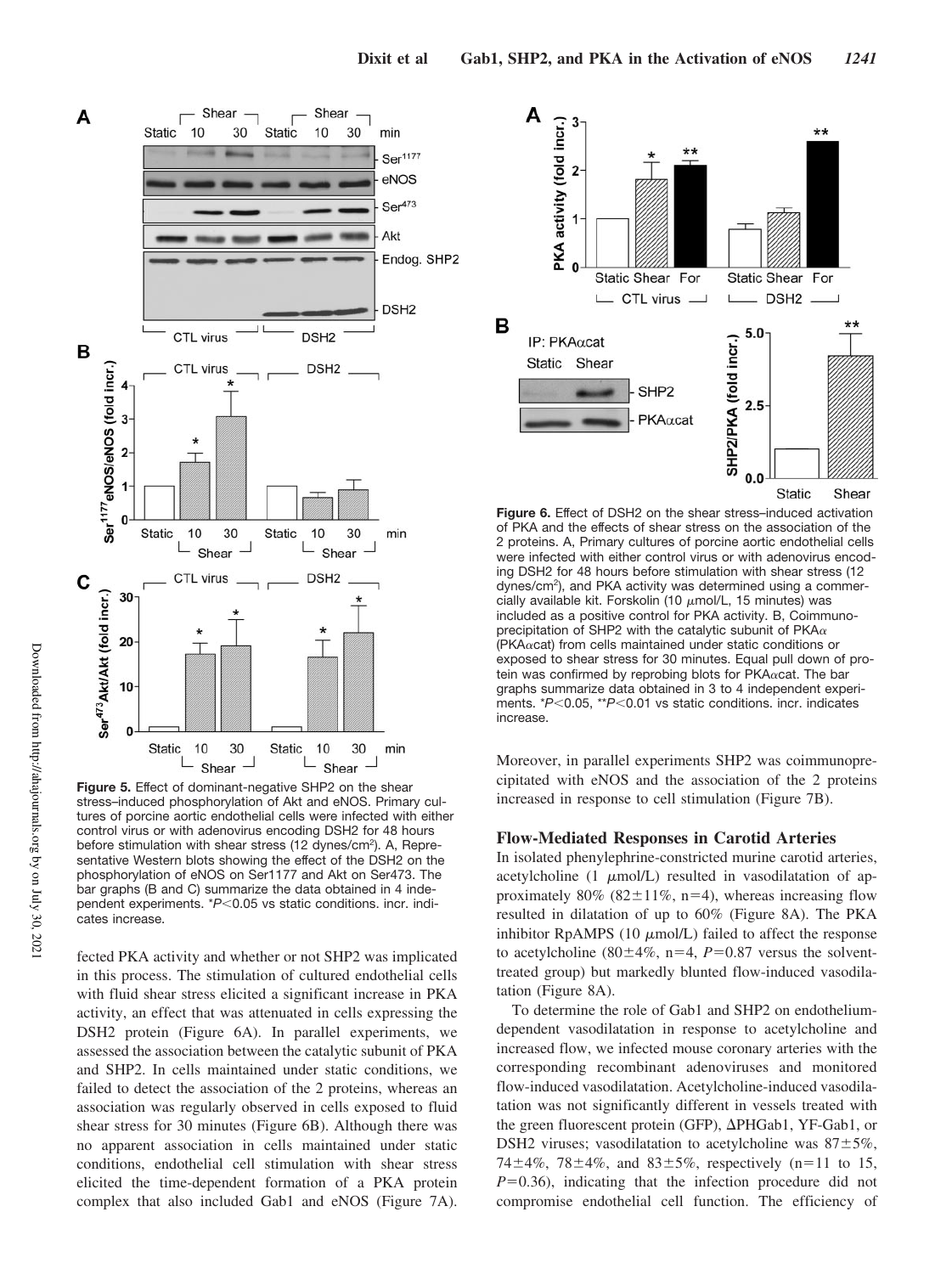**Figure 5.** Effect of dominant-negative SHP2 on the shear stress–induced phosphorylation of Akt and eNOS. Primary cultures of porcine aortic endothelial cells were infected with either control virus or with adenovirus encoding DSH2 for 48 hours before stimulation with shear stress (12 dynes/cm$^2$). A, Representative Western blots showing the effect of the DSH2 on the phosphorylation of eNOS on Ser1177 and Akt on Ser473. The bar graphs (B and C) summarize the data obtained in 4 independent experiments. \*$P<0.05$ vs static conditions. incr. indicates increase.

fected PKA activity and whether or not SHP2 was implicated in this process. The stimulation of cultured endothelial cells with fluid shear stress elicited a significant increase in PKA activity, an effect that was attenuated in cells expressing the DSH2 protein (Figure 6A). In parallel experiments, we assessed the association between the catalytic subunit of PKA and SHP2. In cells maintained under static conditions, we failed to detect the association of the 2 proteins, whereas an association was regularly observed in cells exposed to fluid shear stress for 30 minutes (Figure 6B). Although there was no apparent association in cells maintained under static conditions, endothelial cell stimulation with shear stress elicited the time-dependent formation of a PKA protein complex that also included Gab1 and eNOS (Figure 7A).

**Figure 6.** Effect of DSH2 on the shear stress–induced activation of PKA and the effects of shear stress on the association of the 2 proteins. A, Primary cultures of porcine aortic endothelial cells were infected with either control virus or with adenovirus encoding DSH2 for 48 hours before stimulation with shear stress (12 dynes/cm$^2$), and PKA activity was determined using a commercially available kit. Forskolin (10 $\mu$mol/L, 15 minutes) was included as a positive control for PKA activity. B, Coimmunoprecipitation of SHP2 with the catalytic subunit of PKA$\alpha$ (PKA$\alpha$cat) from cells maintained under static conditions or exposed to shear stress for 30 minutes. Equal pull down of protein was confirmed by reprobing blots for PKA$\alpha$cat. The bar graphs summarize data obtained in 3 to 4 independent experiments. \*$P<0.05$, \*\*$P<0.01$ vs static conditions. incr. indicates increase.

Moreover, in parallel experiments SHP2 was coimmunoprecipitated with eNOS and the association of the 2 proteins increased in response to cell stimulation (Figure 7B).

### Flow-Mediated Responses in Carotid Arteries

In isolated phenylephrine-constricted murine carotid arteries, acetylcholine (1 $\mu$mol/L) resulted in vasodilatation of approximately 80% (82±11%, n=4), whereas increasing flow resulted in dilatation of up to 60% (Figure 8A). The PKA inhibitor RpAMPS (10 $\mu$mol/L) failed to affect the response to acetylcholine (80±4%, n=4, $P=0.87$ versus the solvent-treated group) but markedly blunted flow-induced vasodilatation (Figure 8A).

To determine the role of Gab1 and SHP2 on endothelium-dependent vasodilatation in response to acetylcholine and increased flow, we infected mouse coronary arteries with the corresponding recombinant adenoviruses and monitored flow-induced vasodilatation. Acetylcholine-induced vasodilatation was not significantly different in vessels treated with the green fluorescent protein (GFP), ΔPHGab1, YF-Gab1, or DSH2 viruses; vasodilatation to acetylcholine was 87±5%, 74±4%, 78±4%, and 83±5%, respectively (n=11 to 15, $P=0.36$), indicating that the infection procedure did not compromise endothelial cell function. The efficiency of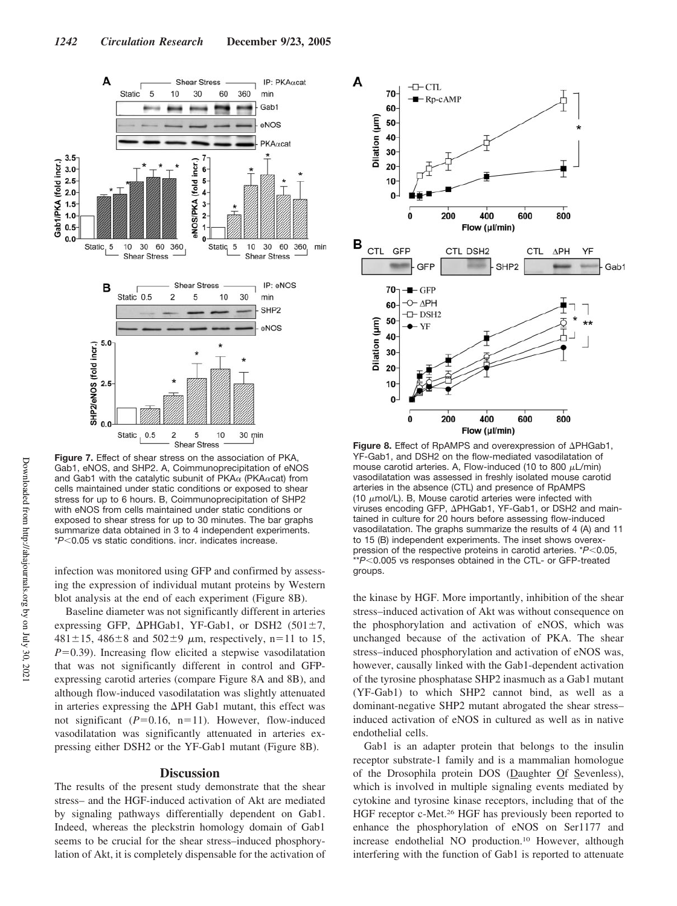**Figure 7.** Effect of shear stress on the association of PKA, Gab1, eNOS, and SHP2. A, Coimmunoprecipitation of eNOS and Gab1 with the catalytic subunit of PKAα (PKAαcat) from cells maintained under static conditions or exposed to shear stress for up to 6 hours. B, Coimmunoprecipitation of SHP2 with eNOS from cells maintained under static conditions or exposed to shear stress for up to 30 minutes. The bar graphs summarize data obtained in 3 to 4 independent experiments. *$P<0.05$ vs static conditions. incr. indicates increase.

**Figure 8.** Effect of RpAMPS and overexpression of ΔPHGab1, YF-Gab1, and DSH2 on the flow-mediated vasodilatation of mouse carotid arteries. A, Flow-induced (10 to 800 μL/min) vasodilatation was assessed in freshly isolated mouse carotid arteries in the absence (CTL) and presence of RpAMPS (10 μmol/L). B, Mouse carotid arteries were infected with viruses encoding GFP, ΔPHGab1, YF-Gab1, or DSH2 and maintained in culture for 20 hours before assessing flow-induced vasodilatation. The graphs summarize the results of 4 (A) and 11 to 15 (B) independent experiments. The inset shows overexpression of the respective proteins in carotid arteries. *$P<0.05$, **$P<0.005$ vs responses obtained in the CTL- or GFP-treated groups.

infection was monitored using GFP and confirmed by assessing the expression of individual mutant proteins by Western blot analysis at the end of each experiment (Figure 8B).

Baseline diameter was not significantly different in arteries expressing GFP, ΔPHGab1, YF-Gab1, or DSH2 (501±7, 481±15, 486±8 and 502±9 μm, respectively, n=11 to 15, $P=0.39$). Increasing flow elicited a stepwise vasodilatation that was not significantly different in control and GFP-expressing carotid arteries (compare Figure 8A and 8B), and although flow-induced vasodilatation was slightly attenuated in arteries expressing the ΔPH Gab1 mutant, this effect was not significant ($P=0.16$, n=11). However, flow-induced vasodilatation was significantly attenuated in arteries expressing either DSH2 or the YF-Gab1 mutant (Figure 8B).

## Discussion

The results of the present study demonstrate that the shear stress– and the HGF-induced activation of Akt are mediated by signaling pathways differentially dependent on Gab1. Indeed, whereas the pleckstrin homology domain of Gab1 seems to be crucial for the shear stress–induced phosphorylation of Akt, it is completely dispensable for the activation of the kinase by HGF. More importantly, inhibition of the shear stress–induced activation of Akt was without consequence on the phosphorylation and activation of eNOS, which was unchanged because of the activation of PKA. The shear stress–induced phosphorylation and activation of eNOS was, however, causally linked with the Gab1-dependent activation of the tyrosine phosphatase SHP2 inasmuch as a Gab1 mutant (YF-Gab1) to which SHP2 cannot bind, as well as a dominant-negative SHP2 mutant abrogated the shear stress–induced activation of eNOS in cultured as well as in native endothelial cells.

Gab1 is an adapter protein that belongs to the insulin receptor substrate-1 family and is a mammalian homologue of the Drosophila protein DOS (Daughter Of Sevenless), which is involved in multiple signaling events mediated by cytokine and tyrosine kinase receptors, including that of the HGF receptor c-Met.[26] HGF has previously been reported to enhance the phosphorylation of eNOS on Ser1177 and increase endothelial NO production.[10] However, although interfering with the function of Gab1 is reported to attenuate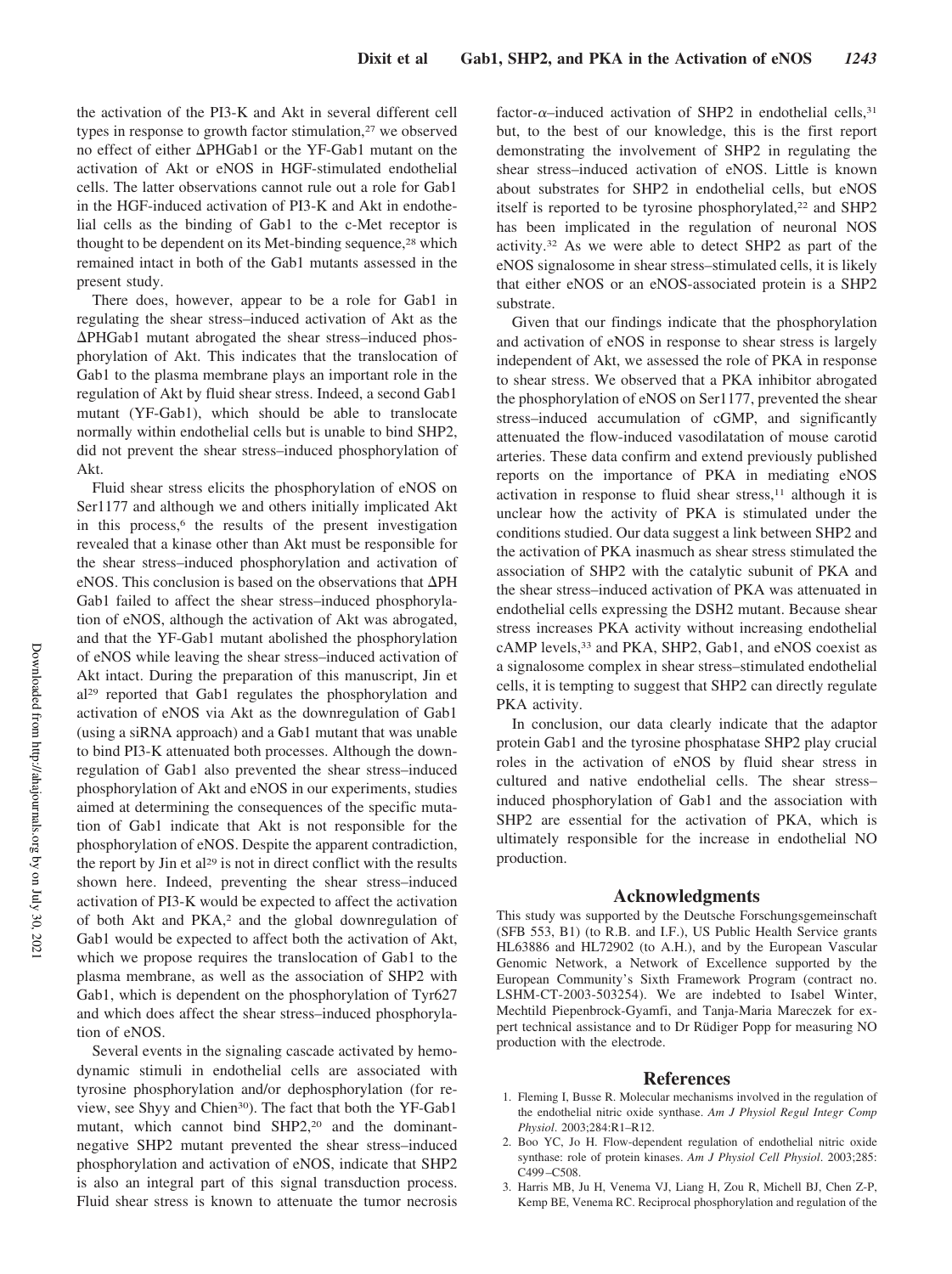the activation of the PI3-K and Akt in several different cell types in response to growth factor stimulation,[27] we observed no effect of either ΔPHGab1 or the YF-Gab1 mutant on the activation of Akt or eNOS in HGF-stimulated endothelial cells. The latter observations cannot rule out a role for Gab1 in the HGF-induced activation of PI3-K and Akt in endothelial cells as the binding of Gab1 to the c-Met receptor is thought to be dependent on its Met-binding sequence,[28] which remained intact in both of the Gab1 mutants assessed in the present study.

There does, however, appear to be a role for Gab1 in regulating the shear stress–induced activation of Akt as the ΔPHGab1 mutant abrogated the shear stress–induced phosphorylation of Akt. This indicates that the translocation of Gab1 to the plasma membrane plays an important role in the regulation of Akt by fluid shear stress. Indeed, a second Gab1 mutant (YF-Gab1), which should be able to translocate normally within endothelial cells but is unable to bind SHP2, did not prevent the shear stress–induced phosphorylation of Akt.

Fluid shear stress elicits the phosphorylation of eNOS on Ser1177 and although we and others initially implicated Akt in this process,[6] the results of the present investigation revealed that a kinase other than Akt must be responsible for the shear stress–induced phosphorylation and activation of eNOS. This conclusion is based on the observations that ΔPH Gab1 failed to affect the shear stress–induced phosphorylation of eNOS, although the activation of Akt was abrogated, and that the YF-Gab1 mutant abolished the phosphorylation of eNOS while leaving the shear stress–induced activation of Akt intact. During the preparation of this manuscript, Jin et al[29] reported that Gab1 regulates the phosphorylation and activation of eNOS via Akt as the downregulation of Gab1 (using a siRNA approach) and a Gab1 mutant that was unable to bind PI3-K attenuated both processes. Although the downregulation of Gab1 also prevented the shear stress–induced phosphorylation of Akt and eNOS in our experiments, studies aimed at determining the consequences of the specific mutation of Gab1 indicate that Akt is not responsible for the phosphorylation of eNOS. Despite the apparent contradiction, the report by Jin et al[29] is not in direct conflict with the results shown here. Indeed, preventing the shear stress–induced activation of PI3-K would be expected to affect the activation of both Akt and PKA,[2] and the global downregulation of Gab1 would be expected to affect both the activation of Akt, which we propose requires the translocation of Gab1 to the plasma membrane, as well as the association of SHP2 with Gab1, which is dependent on the phosphorylation of Tyr627 and which does affect the shear stress–induced phosphorylation of eNOS.

Several events in the signaling cascade activated by hemodynamic stimuli in endothelial cells are associated with tyrosine phosphorylation and/or dephosphorylation (for review, see Shyy and Chien[30]). The fact that both the YF-Gab1 mutant, which cannot bind SHP2,[20] and the dominant-negative SHP2 mutant prevented the shear stress–induced phosphorylation and activation of eNOS, indicate that SHP2 is also an integral part of this signal transduction process. Fluid shear stress is known to attenuate the tumor necrosis factor-α–induced activation of SHP2 in endothelial cells,[31] but, to the best of our knowledge, this is the first report demonstrating the involvement of SHP2 in regulating the shear stress–induced activation of eNOS. Little is known about substrates for SHP2 in endothelial cells, but eNOS itself is reported to be tyrosine phosphorylated,[22] and SHP2 has been implicated in the regulation of neuronal NOS activity.[32] As we were able to detect SHP2 as part of the eNOS signalosome in shear stress–stimulated cells, it is likely that either eNOS or an eNOS-associated protein is a SHP2 substrate.

Given that our findings indicate that the phosphorylation and activation of eNOS in response to shear stress is largely independent of Akt, we assessed the role of PKA in response to shear stress. We observed that a PKA inhibitor abrogated the phosphorylation of eNOS on Ser1177, prevented the shear stress–induced accumulation of cGMP, and significantly attenuated the flow-induced vasodilatation of mouse carotid arteries. These data confirm and extend previously published reports on the importance of PKA in mediating eNOS activation in response to fluid shear stress,[11] although it is unclear how the activity of PKA is stimulated under the conditions studied. Our data suggest a link between SHP2 and the activation of PKA inasmuch as shear stress stimulated the association of SHP2 with the catalytic subunit of PKA and the shear stress–induced activation of PKA was attenuated in endothelial cells expressing the DSH2 mutant. Because shear stress increases PKA activity without increasing endothelial cAMP levels,[33] and PKA, SHP2, Gab1, and eNOS coexist as a signalosome complex in shear stress–stimulated endothelial cells, it is tempting to suggest that SHP2 can directly regulate PKA activity.

In conclusion, our data clearly indicate that the adaptor protein Gab1 and the tyrosine phosphatase SHP2 play crucial roles in the activation of eNOS by fluid shear stress in cultured and native endothelial cells. The shear stress–induced phosphorylation of Gab1 and the association with SHP2 are essential for the activation of PKA, which is ultimately responsible for the increase in endothelial NO production.

## Acknowledgments

This study was supported by the Deutsche Forschungsgemeinschaft (SFB 553, B1) (to R.B. and I.F.), US Public Health Service grants HL63886 and HL72902 (to A.H.), and by the European Vascular Genomic Network, a Network of Excellence supported by the European Community's Sixth Framework Program (contract no. LSHM-CT-2003-503254). We are indebted to Isabel Winter, Mechtild Piepenbrock-Gyamfi, and Tanja-Maria Mareczek for expert technical assistance and to Dr Rüdiger Popp for measuring NO production with the electrode.

## References

1. Fleming I, Busse R. Molecular mechanisms involved in the regulation of the endothelial nitric oxide synthase. *Am J Physiol Regul Integr Comp Physiol*. 2003;284:R1–R12.
2. Boo YC, Jo H. Flow-dependent regulation of endothelial nitric oxide synthase: role of protein kinases. *Am J Physiol Cell Physiol*. 2003;285: C499–C508.
3. Harris MB, Ju H, Venema VJ, Liang H, Zou R, Michell BJ, Chen Z-P, Kemp BE, Venema RC. Reciprocal phosphorylation and regulation of the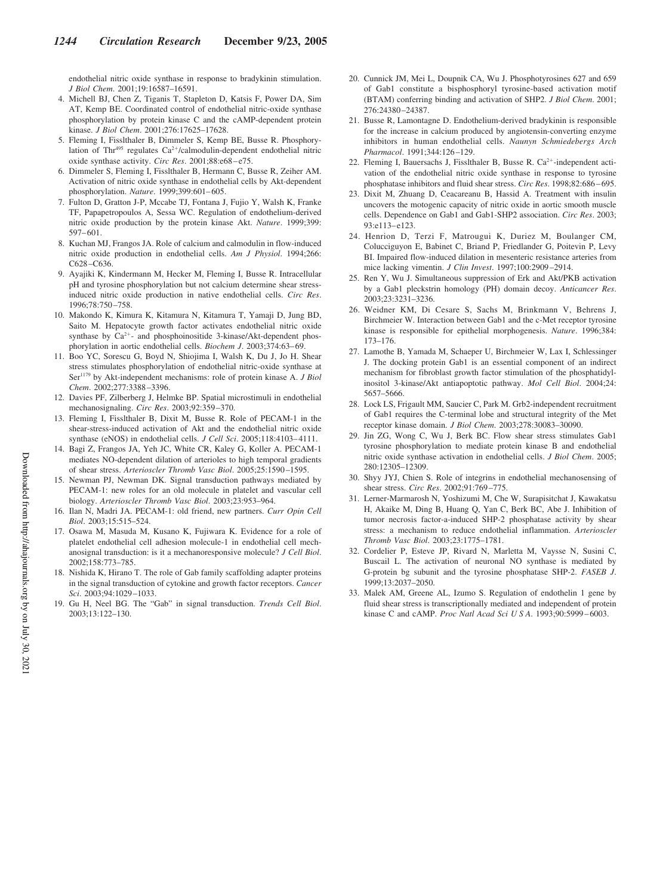endothelial nitric oxide synthase in response to bradykinin stimulation. *J Biol Chem*. 2001;19:16587–16591.

4. Michell BJ, Chen Z, Tiganis T, Stapleton D, Katsis F, Power DA, Sim AT, Kemp BE. Coordinated control of endothelial nitric-oxide synthase phosphorylation by protein kinase C and the cAMP-dependent protein kinase. *J Biol Chem*. 2001;276:17625–17628.
5. Fleming I, Fisslthaler B, Dimmeler S, Kemp BE, Busse R. Phosphorylation of $Thr^{495}$ regulates $Ca^{2+}$/calmodulin-dependent endothelial nitric oxide synthase activity. *Circ Res*. 2001;88:e68–e75.
6. Dimmeler S, Fleming I, Fisslthaler B, Hermann C, Busse R, Zeiher AM. Activation of nitric oxide synthase in endothelial cells by Akt-dependent phosphorylation. *Nature*. 1999;399:601–605.
7. Fulton D, Gratton J-P, Mccabe TJ, Fontana J, Fujio Y, Walsh K, Franke TF, Papapetropoulos A, Sessa WC. Regulation of endothelium-derived nitric oxide production by the protein kinase Akt. *Nature*. 1999;399: 597–601.
8. Kuchan MJ, Frangos JA. Role of calcium and calmodulin in flow-induced nitric oxide production in endothelial cells. *Am J Physiol*. 1994;266: C628–C636.
9. Ayajiki K, Kindermann M, Hecker M, Fleming I, Busse R. Intracellular pH and tyrosine phosphorylation but not calcium determine shear stress-induced nitric oxide production in native endothelial cells. *Circ Res*. 1996;78:750–758.
10. Makondo K, Kimura K, Kitamura N, Kitamura T, Yamaji D, Jung BD, Saito M. Hepatocyte growth factor activates endothelial nitric oxide synthase by $Ca^{2+}$- and phosphoinositide 3-kinase/Akt-dependent phosphorylation in aortic endothelial cells. *Biochem J*. 2003;374:63–69.
11. Boo YC, Sorescu G, Boyd N, Shiojima I, Walsh K, Du J, Jo H. Shear stress stimulates phosphorylation of endothelial nitric-oxide synthase at $Ser^{1179}$ by Akt-independent mechanisms: role of protein kinase A. *J Biol Chem*. 2002;277:3388–3396.
12. Davies PF, Zilberberg J, Helmke BP. Spatial microstimuli in endothelial mechanosignaling. *Circ Res*. 2003;92:359–370.
13. Fleming I, Fisslthaler B, Dixit M, Busse R. Role of PECAM-1 in the shear-stress-induced activation of Akt and the endothelial nitric oxide synthase (eNOS) in endothelial cells. *J Cell Sci*. 2005;118:4103–4111.
14. Bagi Z, Frangos JA, Yeh JC, White CR, Kaley G, Koller A. PECAM-1 mediates NO-dependent dilation of arterioles to high temporal gradients of shear stress. *Arterioscler Thromb Vasc Biol*. 2005;25:1590–1595.
15. Newman PJ, Newman DK. Signal transduction pathways mediated by PECAM-1: new roles for an old molecule in platelet and vascular cell biology. *Arterioscler Thromb Vasc Biol*. 2003;23:953–964.
16. Ilan N, Madri JA. PECAM-1: old friend, new partners. *Curr Opin Cell Biol*. 2003;15:515–524.
17. Osawa M, Masuda M, Kusano K, Fujiwara K. Evidence for a role of platelet endothelial cell adhesion molecule-1 in endothelial cell mechanosignal transduction: is it a mechanoresponsive molecule? *J Cell Biol*. 2002;158:773–785.
18. Nishida K, Hirano T. The role of Gab family scaffolding adapter proteins in the signal transduction of cytokine and growth factor receptors. *Cancer Sci*. 2003;94:1029–1033.
19. Gu H, Neel BG. The "Gab" in signal transduction. *Trends Cell Biol*. 2003;13:122–130.
20. Cunnick JM, Mei L, Doupnik CA, Wu J. Phosphotyrosines 627 and 659 of Gab1 constitute a bisphosphoryl tyrosine-based activation motif (BTAM) conferring binding and activation of SHP2. *J Biol Chem*. 2001; 276:24380–24387.
21. Busse R, Lamontagne D. Endothelium-derived bradykinin is responsible for the increase in calcium produced by angiotensin-converting enzyme inhibitors in human endothelial cells. *Naunyn Schmiedebergs Arch Pharmacol*. 1991;344:126–129.
22. Fleming I, Bauersachs J, Fisslthaler B, Busse R. $Ca^{2+}$-independent activation of the endothelial nitric oxide synthase in response to tyrosine phosphatase inhibitors and fluid shear stress. *Circ Res*. 1998;82:686–695.
23. Dixit M, Zhuang D, Ceacareanu B, Hassid A. Treatment with insulin uncovers the motogenic capacity of nitric oxide in aortic smooth muscle cells. Dependence on Gab1 and Gab1-SHP2 association. *Circ Res*. 2003; 93:e113–e123.
24. Henrion D, Terzi F, Matrougui K, Duriez M, Boulanger CM, Colucciguyon E, Babinet C, Briand P, Friedlander G, Poitevin P, Levy BI. Impaired flow-induced dilation in mesenteric resistance arteries from mice lacking vimentin. *J Clin Invest*. 1997;100:2909–2914.
25. Ren Y, Wu J. Simultaneous suppression of Erk and Akt/PKB activation by a Gab1 pleckstrin homology (PH) domain decoy. *Anticancer Res*. 2003;23:3231–3236.
26. Weidner KM, Di Cesare S, Sachs M, Brinkmann V, Behrens J, Birchmeier W. Interaction between Gab1 and the c-Met receptor tyrosine kinase is responsible for epithelial morphogenesis. *Nature*. 1996;384: 173–176.
27. Lamothe B, Yamada M, Schaeper U, Birchmeier W, Lax I, Schlessinger J. The docking protein Gab1 is an essential component of an indirect mechanism for fibroblast growth factor stimulation of the phosphatidylinositol 3-kinase/Akt antiapoptotic pathway. *Mol Cell Biol*. 2004;24: 5657–5666.
28. Lock LS, Frigault MM, Saucier C, Park M. Grb2-independent recruitment of Gab1 requires the C-terminal lobe and structural integrity of the Met receptor kinase domain. *J Biol Chem*. 2003;278:30083–30090.
29. Jin ZG, Wong C, Wu J, Berk BC. Flow shear stress stimulates Gab1 tyrosine phosphorylation to mediate protein kinase B and endothelial nitric oxide synthase activation in endothelial cells. *J Biol Chem*. 2005; 280:12305–12309.
30. Shyy JYJ, Chien S. Role of integrins in endothelial mechanosensing of shear stress. *Circ Res*. 2002;91:769–775.
31. Lerner-Marmarosh N, Yoshizumi M, Che W, Surapisitchat J, Kawakatsu H, Akaike M, Ding B, Huang Q, Yan C, Berk BC, Abe J. Inhibition of tumor necrosis factor-a-induced SHP-2 phosphatase activity by shear stress: a mechanism to reduce endothelial inflammation. *Arterioscler Thromb Vasc Biol*. 2003;23:1775–1781.
32. Cordelier P, Esteve JP, Rivard N, Marletta M, Vaysse N, Susini C, Buscail L. The activation of neuronal NO synthase is mediated by G-protein bg subunit and the tyrosine phosphatase SHP-2. *FASEB J*. 1999;13:2037–2050.
33. Malek AM, Greene AL, Izumo S. Regulation of endothelin 1 gene by fluid shear stress is transcriptionally mediated and independent of protein kinase C and cAMP. *Proc Natl Acad Sci U S A*. 1993;90:5999–6003.